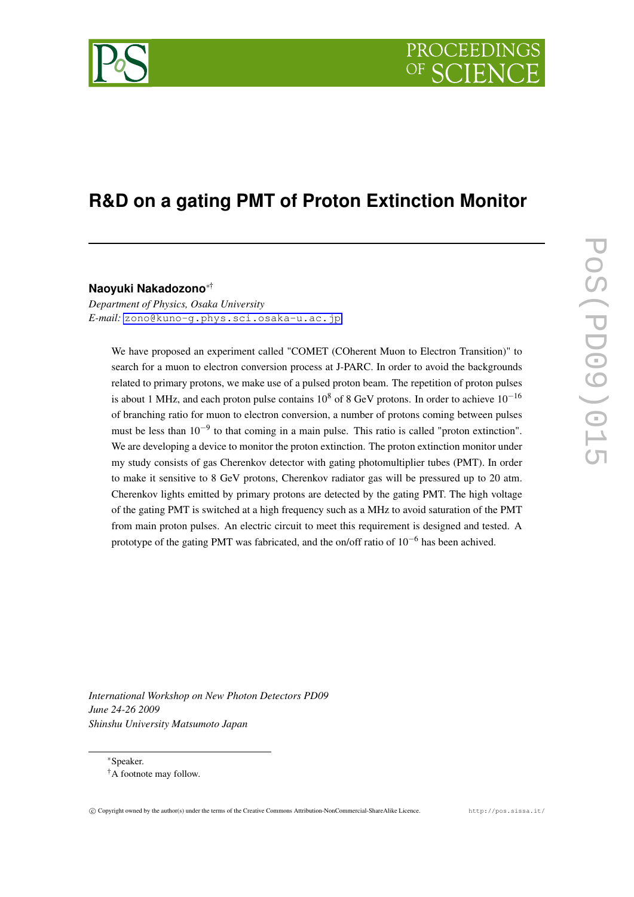# R&D on a gating PMT of Proton Extinction Monitor

**Naoyuki Nakadozono**[*†]

*Department of Physics, Osaka University*
*E-mail:* zono@kuno-g.phys.sci.osaka-u.ac.jp

We have proposed an experiment called "COMET (COherent Muon to Electron Transition)" to search for a muon to electron conversion process at J-PARC. In order to avoid the backgrounds related to primary protons, we make use of a pulsed proton beam. The repetition of proton pulses is about 1 MHz, and each proton pulse contains $10^8$ of 8 GeV protons. In order to achieve $10^{-16}$ of branching ratio for muon to electron conversion, a number of protons coming between pulses must be less than $10^{-9}$ to that coming in a main pulse. This ratio is called "proton extinction". We are developing a device to monitor the proton extinction. The proton extinction monitor under my study consists of gas Cherenkov detector with gating photomultiplier tubes (PMT). In order to make it sensitive to 8 GeV protons, Cherenkov radiator gas will be pressured up to 20 atm. Cherenkov lights emitted by primary protons are detected by the gating PMT. The high voltage of the gating PMT is switched at a high frequency such as a MHz to avoid saturation of the PMT from main proton pulses. An electric circuit to meet this requirement is designed and tested. A prototype of the gating PMT was fabricated, and the on/off ratio of $10^{-6}$ has been achived.

*International Workshop on New Photon Detectors PD09*
*June 24-26 2009*
*Shinshu University Matsumoto Japan*

---

[*] Speaker.
[†] A footnote may follow.

© Copyright owned by the author(s) under the terms of the Creative Commons Attribution-NonCommercial-ShareAlike Licence.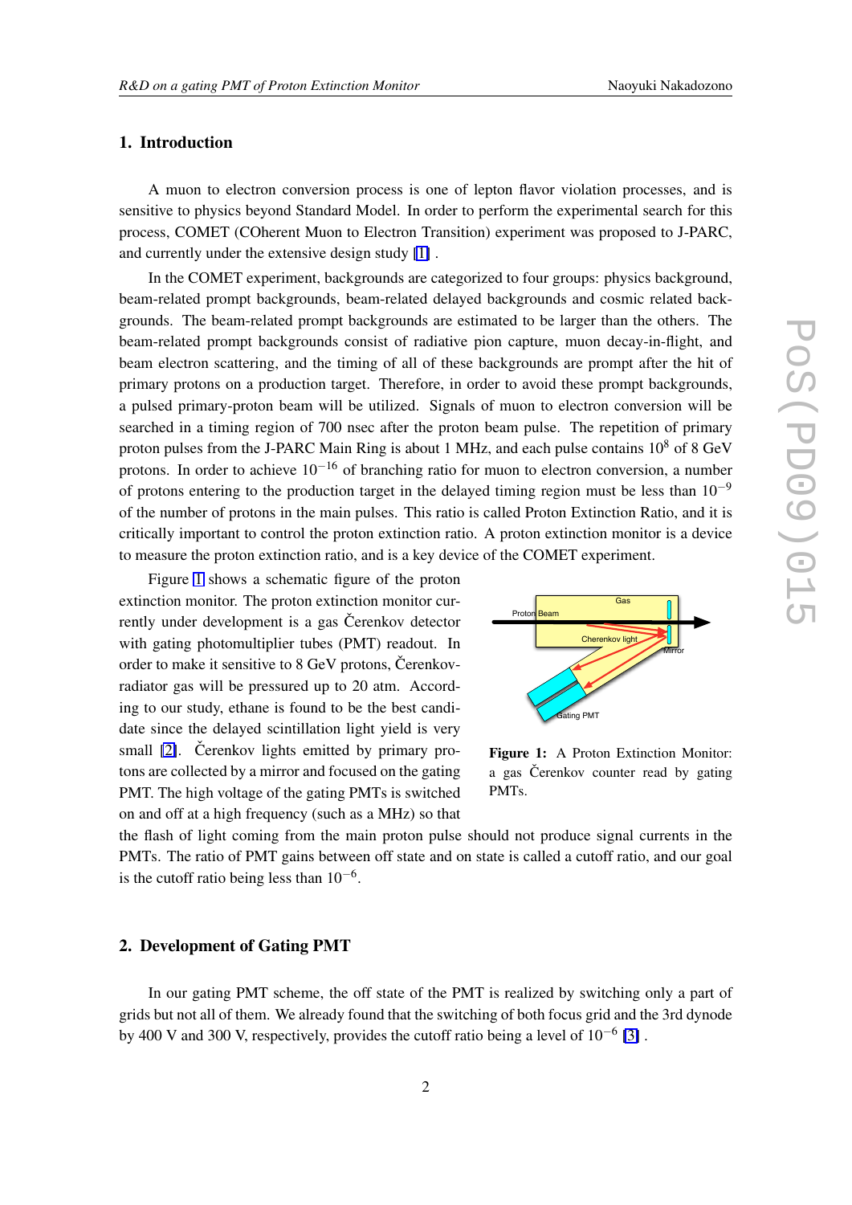## 1. Introduction

A muon to electron conversion process is one of lepton flavor violation processes, and is sensitive to physics beyond Standard Model. In order to perform the experimental search for this process, COMET (COherent Muon to Electron Transition) experiment was proposed to J-PARC, and currently under the extensive design study [1] .

In the COMET experiment, backgrounds are categorized to four groups: physics background, beam-related prompt backgrounds, beam-related delayed backgrounds and cosmic related backgrounds. The beam-related prompt backgrounds are estimated to be larger than the others. The beam-related prompt backgrounds consist of radiative pion capture, muon decay-in-flight, and beam electron scattering, and the timing of all of these backgrounds are prompt after the hit of primary protons on a production target. Therefore, in order to avoid these prompt backgrounds, a pulsed primary-proton beam will be utilized. Signals of muon to electron conversion will be searched in a timing region of 700 nsec after the proton beam pulse. The repetition of primary proton pulses from the J-PARC Main Ring is about 1 MHz, and each pulse contains $10^8$ of 8 GeV protons. In order to achieve $10^{-16}$ of branching ratio for muon to electron conversion, a number of protons entering to the production target in the delayed timing region must be less than $10^{-9}$ of the number of protons in the main pulses. This ratio is called Proton Extinction Ratio, and it is critically important to control the proton extinction ratio. A proton extinction monitor is a device to measure the proton extinction ratio, and is a key device of the COMET experiment.

Figure 1 shows a schematic figure of the proton extinction monitor. The proton extinction monitor currently under development is a gas Čerenkov detector with gating photomultiplier tubes (PMT) readout. In order to make it sensitive to 8 GeV protons, Čerenkov-radiator gas will be pressured up to 20 atm. According to our study, ethane is found to be the best candidate since the delayed scintillation light yield is very small [2]. Čerenkov lights emitted by primary protons are collected by a mirror and focused on the gating PMT. The high voltage of the gating PMTs is switched on and off at a high frequency (such as a MHz) so that the flash of light coming from the main proton pulse should not produce signal currents in the PMTs. The ratio of PMT gains between off state and on state is called a cutoff ratio, and our goal is the cutoff ratio being less than $10^{-6}$.

**Figure 1:** A Proton Extinction Monitor: a gas Čerenkov counter read by gating PMTs.

## 2. Development of Gating PMT

In our gating PMT scheme, the off state of the PMT is realized by switching only a part of grids but not all of them. We already found that the switching of both focus grid and the 3rd dynode by 400 V and 300 V, respectively, provides the cutoff ratio being a level of $10^{-6}$ [3] .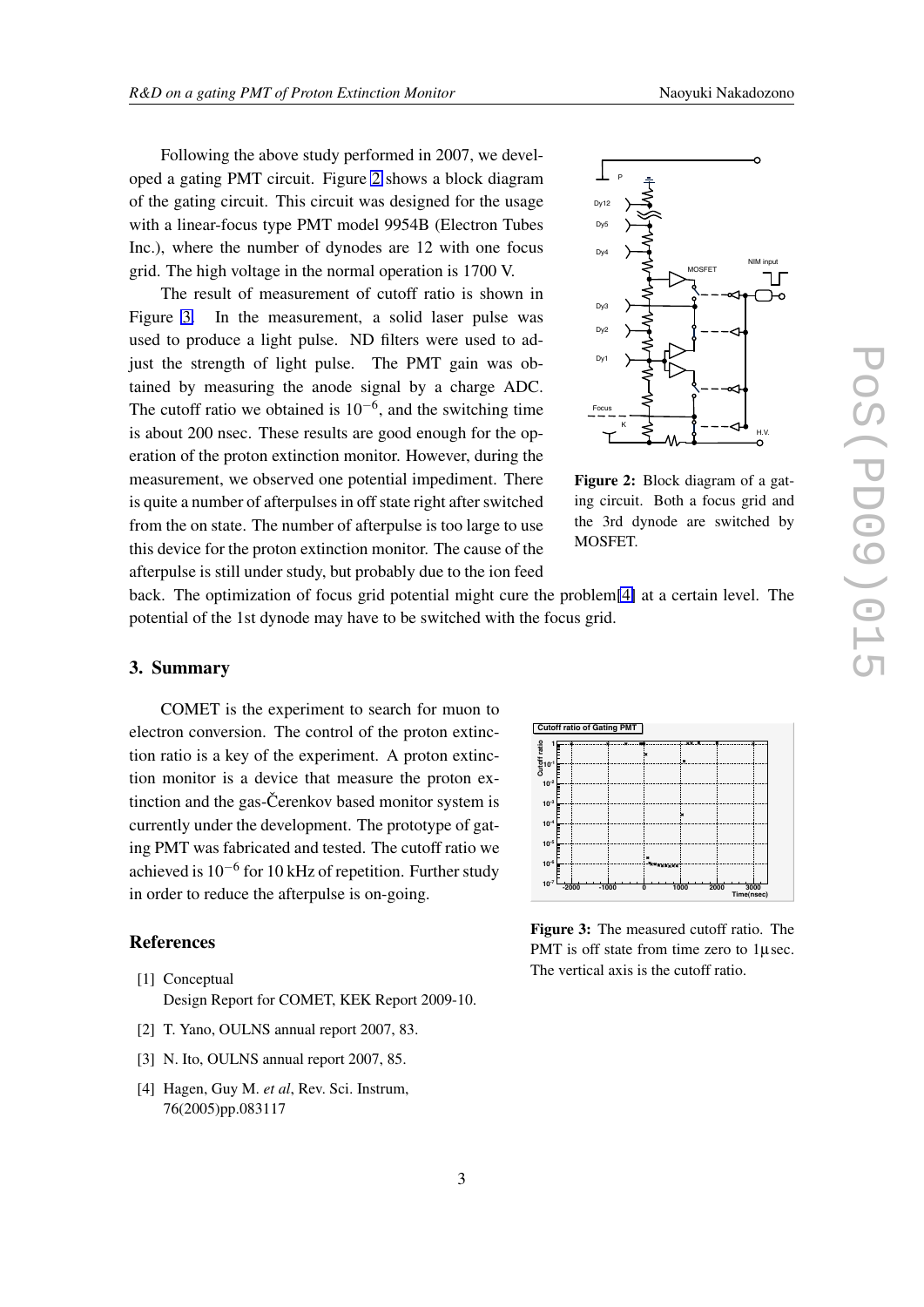Following the above study performed in 2007, we developed a gating PMT circuit. Figure 2 shows a block diagram of the gating circuit. This circuit was designed for the usage with a linear-focus type PMT model 9954B (Electron Tubes Inc.), where the number of dynodes are 12 with one focus grid. The high voltage in the normal operation is 1700 V.

The result of measurement of cutoff ratio is shown in Figure 3. In the measurement, a solid laser pulse was used to produce a light pulse. ND filters were used to adjust the strength of light pulse. The PMT gain was obtained by measuring the anode signal by a charge ADC. The cutoff ratio we obtained is $10^{-6}$, and the switching time is about 200 nsec. These results are good enough for the operation of the proton extinction monitor. However, during the measurement, we observed one potential impediment. There is quite a number of afterpulses in off state right after switched from the on state. The number of afterpulse is too large to use this device for the proton extinction monitor. The cause of the afterpulse is still under study, but probably due to the ion feed back. The optimization of focus grid potential might cure the problem[4] at a certain level. The potential of the 1st dynode may have to be switched with the focus grid.

P
Dy12
Dy5
Dy4
MOSFET
NIM input
Dy3
Dy2
Dy1
Focus
K
H.V.

**Figure 2:** Block diagram of a gating circuit. Both a focus grid and the 3rd dynode are switched by MOSFET.

## 3. Summary

COMET is the experiment to search for muon to electron conversion. The control of the proton extinction ratio is a key of the experiment. A proton extinction monitor is a device that measure the proton extinction and the gas-Čerenkov based monitor system is currently under the development. The prototype of gating PMT was fabricated and tested. The cutoff ratio we achieved is $10^{-6}$ for 10 kHz of repetition. Further study in order to reduce the afterpulse is on-going.

Cutoff ratio of Gating PMT
Cutoff ratio
1
$10^{-1}$
$10^{-2}$
$10^{-3}$
$10^{-4}$
$10^{-5}$
$10^{-6}$
$10^{-7}$
-2000 -1000 0 1000 2000 3000
Time(nsec)

**Figure 3:** The measured cutoff ratio. The PMT is off state from time zero to 1µsec. The vertical axis is the cutoff ratio.

## References

[1] Conceptual Design Report for COMET, KEK Report 2009-10.

[2] T. Yano, OULNS annual report 2007, 83.

[3] N. Ito, OULNS annual report 2007, 85.

[4] Hagen, Guy M. *et al*, Rev. Sci. Instrum, 76(2005)pp.083117